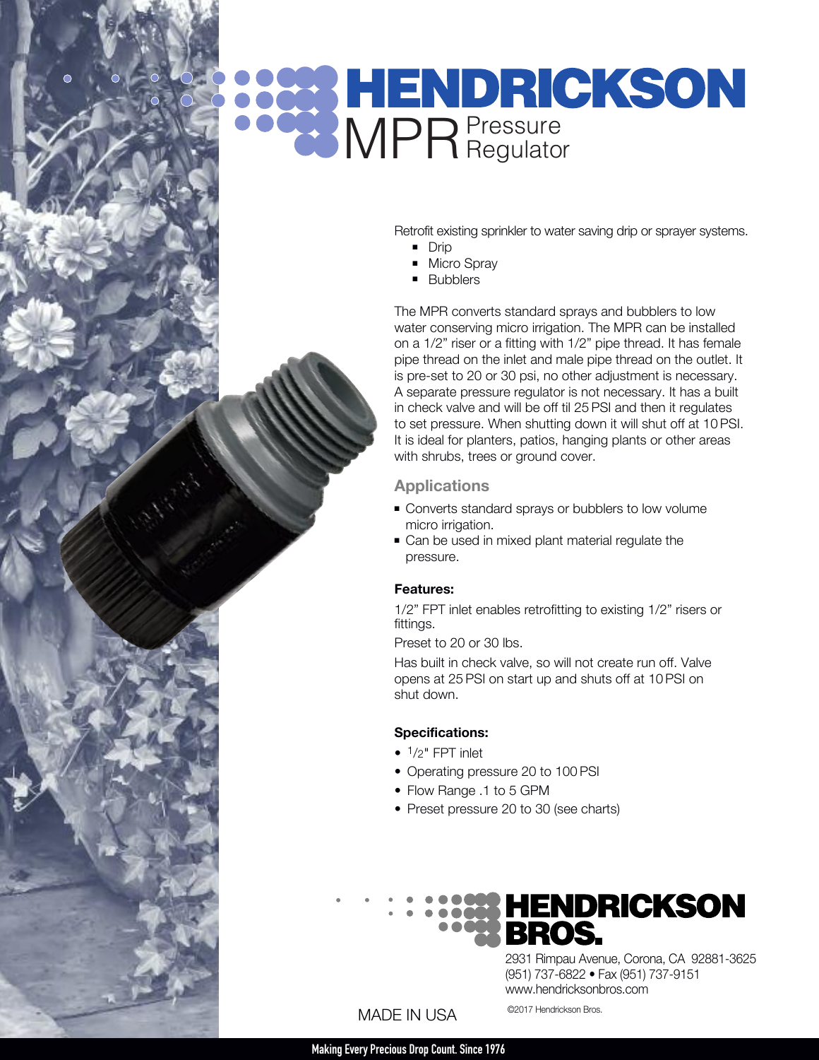# HENDRICKSON

## MPR Pressure Regulator

Retrofit existing sprinkler to water saving drip or sprayer systems.

- Drip
- Micro Spray
- Bubblers

The MPR converts standard sprays and bubblers to low water conserving micro irrigation. The MPR can be installed on a 1/2" riser or a fitting with 1/2" pipe thread. It has female pipe thread on the inlet and male pipe thread on the outlet. It is pre-set to 20 or 30 psi, no other adjustment is necessary. A separate pressure regulator is not necessary. It has a built in check valve and will be off til 25 PSI and then it regulates to set pressure. When shutting down it will shut off at 10 PSI. It is ideal for planters, patios, hanging plants or other areas with shrubs, trees or ground cover.

### Applications

- Converts standard sprays or bubblers to low volume micro irrigation.
- Can be used in mixed plant material regulate the pressure.

**Features:**

1/2" FPT inlet enables retrofitting to existing 1/2" risers or fittings.

Preset to 20 or 30 lbs.

Has built in check valve, so will not create run off. Valve opens at 25 PSI on start up and shuts off at 10 PSI on shut down.

**Specifications:**

- 1/2" FPT inlet
- Operating pressure 20 to 100 PSI
- Flow Range .1 to 5 GPM
- Preset pressure 20 to 30 (see charts)

**HENDRICKSON BROS.**

2931 Rimpau Avenue, Corona, CA 92881-3625
(951) 737-6822 • Fax (951) 737-9151
www.hendricksonbros.com

MADE IN USA

©2017 Hendrickson Bros.

Making Every Precious Drop Count. Since 1976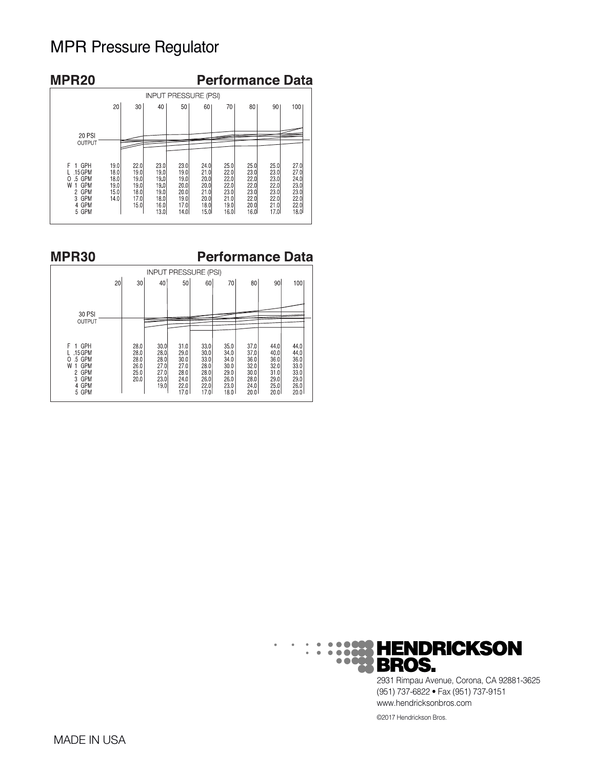# MPR Pressure Regulator

## MPR20 Performance Data

INPUT PRESSURE (PSI)

20 PSI OUTPUT

| FLOW | 20 | 30 | 40 | 50 | 60 | 70 | 80 | 90 | 100 |
|---|---|---|---|---|---|---|---|---|---|
| 1 GPH | 19.0 | 22.0 | 23.0 | 23.0 | 24.0 | 25.0 | 25.0 | 25.0 | 27.0 |
| .15 GPM | 18.0 | 19.0 | 19.0 | 19.0 | 21.0 | 22.0 | 23.0 | 23.0 | 27.0 |
| .5 GPM | 18.0 | 19.0 | 19.0 | 20.0 | 20.0 | 22.0 | 22.0 | 23.0 | 24.0 |
| 1 GPM | 19.0 | 19.0 | 19.0 | 20.0 | 20.0 | 22.0 | 22.0 | 22.0 | 23.0 |
| 2 GPM | 15.0 | 18.0 | 19.0 | 20.0 | 21.0 | 23.0 | 23.0 | 23.0 | 23.0 |
| 3 GPM | 14.0 | 17.0 | 18.0 | 19.0 | 20.0 | 21.0 | 22.0 | 22.0 | 22.0 |
| 4 GPM | | 15.0 | 16.0 | 17.0 | 18.0 | 19.0 | 20.0 | 21.0 | 22.0 |
| 5 GPM | | | 13.0 | 14.0 | 15.0 | 16.0 | 16.0 | 17.0 | 18.0 |

## MPR30 Performance Data

INPUT PRESSURE (PSI)

30 PSI OUTPUT

| FLOW | 20 | 30 | 40 | 50 | 60 | 70 | 80 | 90 | 100 |
|---|---|---|---|---|---|---|---|---|---|
| 1 GPH | | 28.0 | 30.0 | 31.0 | 33.0 | 35.0 | 37.0 | 44.0 | 44.0 |
| .15 GPM | | 28.0 | 28.0 | 29.0 | 30.0 | 34.0 | 37.0 | 40.0 | 44.0 |
| .5 GPM | | 28.0 | 28.0 | 30.0 | 33.0 | 34.0 | 36.0 | 36.0 | 36.0 |
| 1 GPM | | 26.0 | 27.0 | 27.0 | 28.0 | 30.0 | 32.0 | 32.0 | 33.0 |
| 2 GPM | | 25.0 | 27.0 | 28.0 | 28.0 | 29.0 | 30.0 | 31.0 | 33.0 |
| 3 GPM | | 20.0 | 23.0 | 24.0 | 26.0 | 26.0 | 28.0 | 29.0 | 29.0 |
| 4 GPM | | | 19.0 | 22.0 | 22.0 | 23.0 | 24.0 | 25.0 | 26.0 |
| 5 GPM | | | | 17.0 | 17.0 | 18.0 | 20.0 | 20.0 | 20.0 |

**HENDRICKSON BROS.**

2931 Rimpau Avenue, Corona, CA 92881-3625
(951) 737-6822 • Fax (951) 737-9151
www.hendricksonbros.com

©2017 Hendrickson Bros.

MADE IN USA